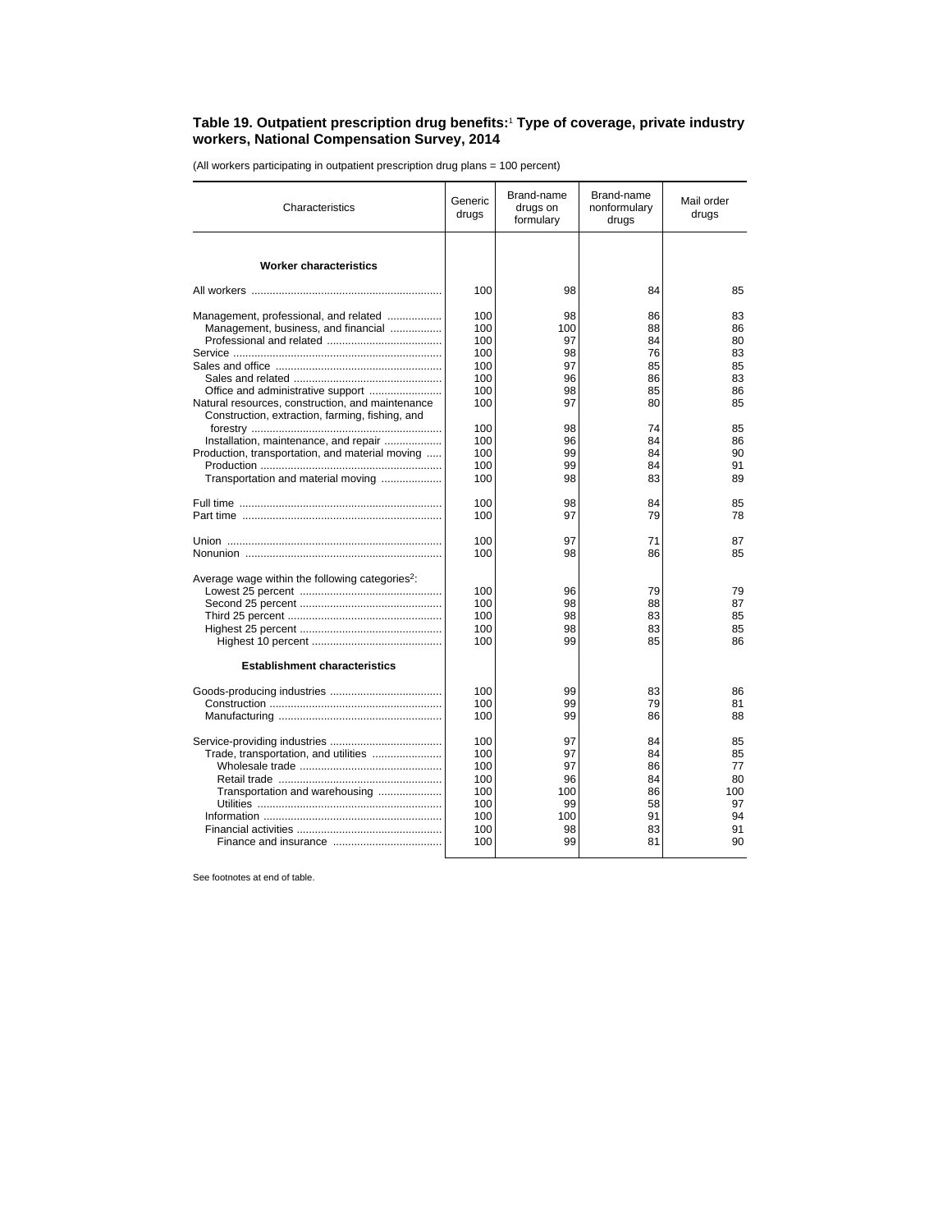### Table 19. Outpatient prescription drug benefits:[1] Type of coverage, private industry workers, National Compensation Survey, 2014

(All workers participating in outpatient prescription drug plans = 100 percent)

| Characteristics | Generic drugs | Brand-name drugs on formulary | Brand-name nonformulary drugs | Mail order drugs |
|---|---|---|---|---|
| **Worker characteristics** | | | | |
| All workers | 100 | 98 | 84 | 85 |
| Management, professional, and related | 100 | 98 | 86 | 83 |
| Management, business, and financial | 100 | 100 | 88 | 86 |
| Professional and related | 100 | 97 | 84 | 80 |
| Service | 100 | 98 | 76 | 83 |
| Sales and office | 100 | 97 | 85 | 85 |
| Sales and related | 100 | 96 | 86 | 83 |
| Office and administrative support | 100 | 98 | 85 | 86 |
| Natural resources, construction, and maintenance | 100 | 97 | 80 | 85 |
| Construction, extraction, farming, fishing, and forestry | 100 | 98 | 74 | 85 |
| Installation, maintenance, and repair | 100 | 96 | 84 | 86 |
| Production, transportation, and material moving | 100 | 99 | 84 | 90 |
| Production | 100 | 99 | 84 | 91 |
| Transportation and material moving | 100 | 98 | 83 | 89 |
| Full time | 100 | 98 | 84 | 85 |
| Part time | 100 | 97 | 79 | 78 |
| Union | 100 | 97 | 71 | 87 |
| Nonunion | 100 | 98 | 86 | 85 |
| Average wage within the following categories[2]: | | | | |
| Lowest 25 percent | 100 | 96 | 79 | 79 |
| Second 25 percent | 100 | 98 | 88 | 87 |
| Third 25 percent | 100 | 98 | 83 | 85 |
| Highest 25 percent | 100 | 98 | 83 | 85 |
| Highest 10 percent | 100 | 99 | 85 | 86 |
| **Establishment characteristics** | | | | |
| Goods-producing industries | 100 | 99 | 83 | 86 |
| Construction | 100 | 99 | 79 | 81 |
| Manufacturing | 100 | 99 | 86 | 88 |
| Service-providing industries | 100 | 97 | 84 | 85 |
| Trade, transportation, and utilities | 100 | 97 | 84 | 85 |
| Wholesale trade | 100 | 97 | 86 | 77 |
| Retail trade | 100 | 96 | 84 | 80 |
| Transportation and warehousing | 100 | 100 | 86 | 100 |
| Utilities | 100 | 99 | 58 | 97 |
| Information | 100 | 100 | 91 | 94 |
| Financial activities | 100 | 98 | 83 | 91 |
| Finance and insurance | 100 | 99 | 81 | 90 |

See footnotes at end of table.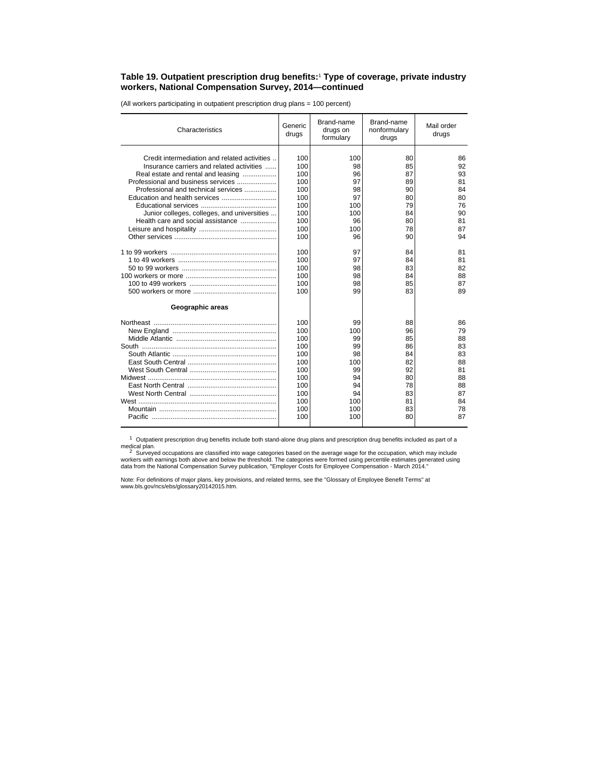**Table 19. Outpatient prescription drug benefits:**[1] **Type of coverage, private industry workers, National Compensation Survey, 2014—continued**

(All workers participating in outpatient prescription drug plans = 100 percent)

| Characteristics | Generic drugs | Brand-name drugs on formulary | Brand-name nonformulary drugs | Mail order drugs |
|---|---|---|---|---|
| Credit intermediation and related activities | 100 | 100 | 80 | 86 |
| Insurance carriers and related activities | 100 | 98 | 85 | 92 |
| Real estate and rental and leasing | 100 | 96 | 87 | 93 |
| Professional and business services | 100 | 97 | 89 | 81 |
| Professional and technical services | 100 | 98 | 90 | 84 |
| Education and health services | 100 | 97 | 80 | 80 |
| Educational services | 100 | 100 | 79 | 76 |
| Junior colleges, colleges, and universities | 100 | 100 | 84 | 90 |
| Health care and social assistance | 100 | 96 | 80 | 81 |
| Leisure and hospitality | 100 | 100 | 78 | 87 |
| Other services | 100 | 96 | 90 | 94 |
| 1 to 99 workers | 100 | 97 | 84 | 81 |
| 1 to 49 workers | 100 | 97 | 84 | 81 |
| 50 to 99 workers | 100 | 98 | 83 | 82 |
| 100 workers or more | 100 | 98 | 84 | 88 |
| 100 to 499 workers | 100 | 98 | 85 | 87 |
| 500 workers or more | 100 | 99 | 83 | 89 |
| **Geographic areas** | | | | |
| Northeast | 100 | 99 | 88 | 86 |
| New England | 100 | 100 | 96 | 79 |
| Middle Atlantic | 100 | 99 | 85 | 88 |
| South | 100 | 99 | 86 | 83 |
| South Atlantic | 100 | 98 | 84 | 83 |
| East South Central | 100 | 100 | 82 | 88 |
| West South Central | 100 | 99 | 92 | 81 |
| Midwest | 100 | 94 | 80 | 88 |
| East North Central | 100 | 94 | 78 | 88 |
| West North Central | 100 | 94 | 83 | 87 |
| West | 100 | 100 | 81 | 84 |
| Mountain | 100 | 100 | 83 | 78 |
| Pacific | 100 | 100 | 80 | 87 |

[1] Outpatient prescription drug benefits include both stand-alone drug plans and prescription drug benefits included as part of a medical plan.

[2] Surveyed occupations are classified into wage categories based on the average wage for the occupation, which may include workers with earnings both above and below the threshold. The categories were formed using percentile estimates generated using data from the National Compensation Survey publication, "Employer Costs for Employee Compensation - March 2014."

Note: For definitions of major plans, key provisions, and related terms, see the "Glossary of Employee Benefit Terms" at www.bls.gov/ncs/ebs/glossary20142015.htm.